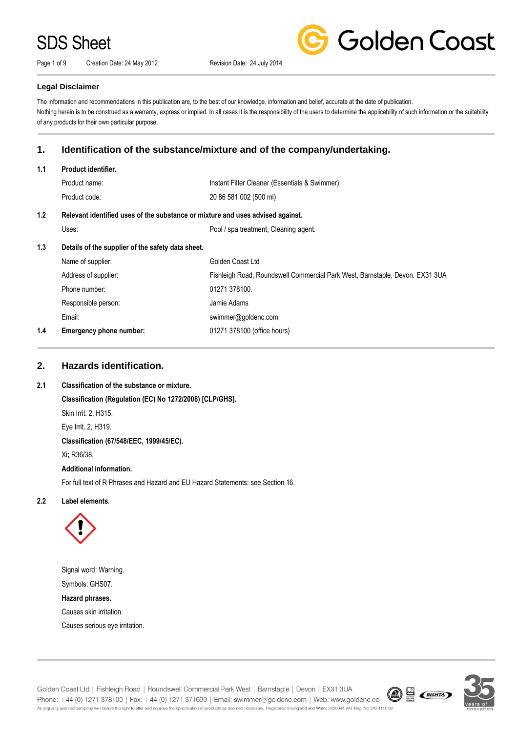# SDS Sheet

Creation Date: 24 May 2012 Revision Date: 24 July 2014

**Legal Disclaimer**

The information and recommendations in this publication are, to the best of our knowledge, information and belief, accurate at the date of publication.
Nothing herein is to be construed as a warranty, express or implied. In all cases it is the responsibility of the users to determine the applicability of such information or the suitability of any products for their own particular purpose.

## 1. Identification of the substance/mixture and of the company/undertaking.

**1.1 Product identifier.**

| | |
|---|---|
| Product name: | Instant Filter Cleaner (Essentials & Swimmer) |
| Product code: | 20 86 581 002 (500 ml) |

**1.2 Relevant identified uses of the substance or mixture and uses advised against.**

| | |
|---|---|
| Uses: | Pool / spa treatment, Cleaning agent. |

**1.3 Details of the supplier of the safety data sheet.**

| | |
|---|---|
| Name of supplier: | Golden Coast Ltd |
| Address of supplier: | Fishleigh Road, Roundswell Commercial Park West, Barnstaple, Devon. EX31 3UA |
| Phone number: | 01271 378100. |
| Responsible person: | Jamie Adams |
| Email: | swimmer@goldenc.com |

**1.4 Emergency phone number:** 01271 378100 (office hours)

## 2. Hazards identification.

**2.1 Classification of the substance or mixture.**

**Classification (Regulation (EC) No 1272/2008) [CLP/GHS].**

Skin Irrit. 2, H315.

Eye Irrit. 2, H319.

**Classification (67/548/EEC, 1999/45/EC).**

Xi; R36/38.

**Additional information.**

For full text of R Phrases and Hazard and EU Hazard Statements: see Section 16.

**2.2 Label elements.**

Signal word: Warning.

Symbols: GHS07.

**Hazard phrases.**

Causes skin irritation.

Causes serious eye irritation.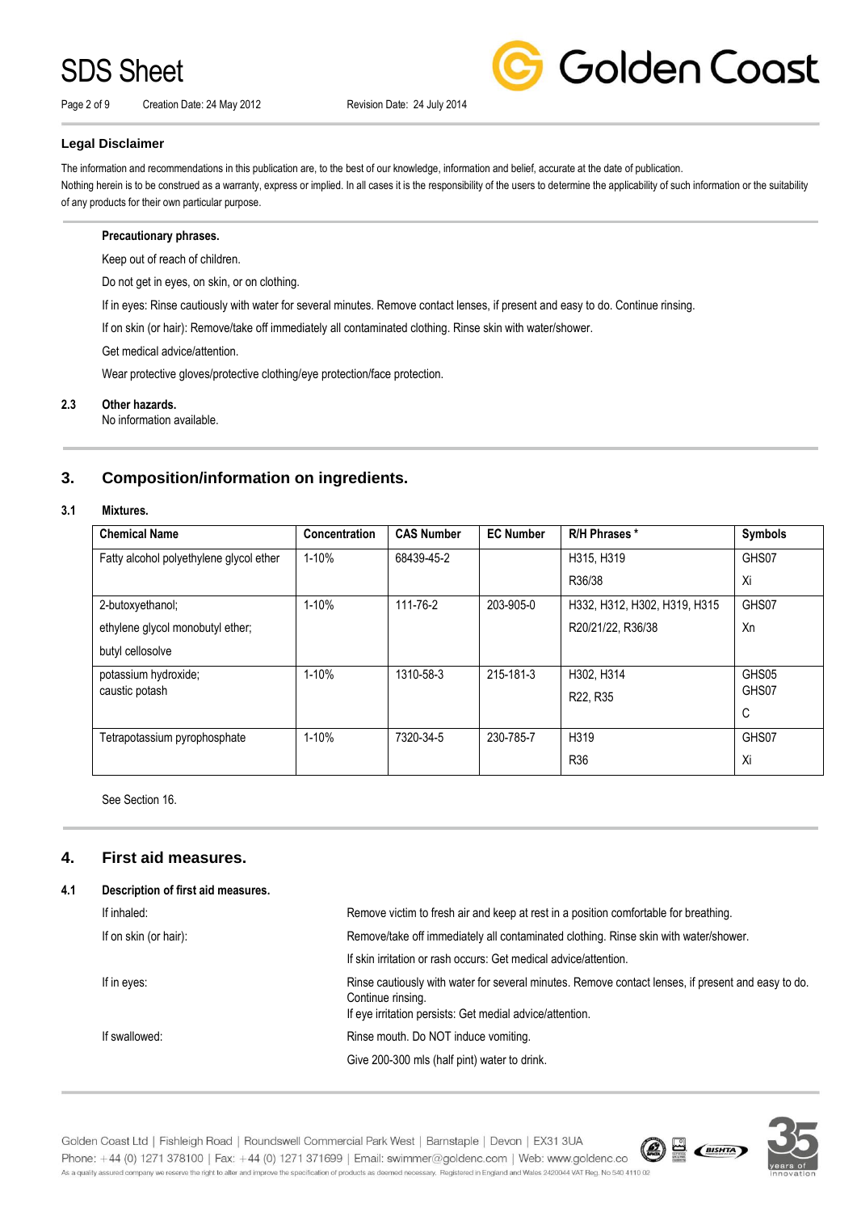### Legal Disclaimer

The information and recommendations in this publication are, to the best of our knowledge, information and belief, accurate at the date of publication.
Nothing herein is to be construed as a warranty, express or implied. In all cases it is the responsibility of the users to determine the applicability of such information or the suitability of any products for their own particular purpose.

**Precautionary phrases.**

Keep out of reach of children.

Do not get in eyes, on skin, or on clothing.

If in eyes: Rinse cautiously with water for several minutes. Remove contact lenses, if present and easy to do. Continue rinsing.

If on skin (or hair): Remove/take off immediately all contaminated clothing. Rinse skin with water/shower.

Get medical advice/attention.

Wear protective gloves/protective clothing/eye protection/face protection.

**2.3 Other hazards.**
No information available.

## 3. Composition/information on ingredients.

**3.1 Mixtures.**

| Chemical Name | Concentration | CAS Number | EC Number | R/H Phrases * | Symbols |
|---|---|---|---|---|---|
| Fatty alcohol polyethylene glycol ether | 1-10% | 68439-45-2 | | H315, H319<br>R36/38 | GHS07<br>Xi |
| 2-butoxyethanol;<br>ethylene glycol monobutyl ether;<br>butyl cellosolve | 1-10% | 111-76-2 | 203-905-0 | H332, H312, H302, H319, H315<br>R20/21/22, R36/38 | GHS07<br>Xn |
| potassium hydroxide;<br>caustic potash | 1-10% | 1310-58-3 | 215-181-3 | H302, H314<br>R22, R35 | GHS05<br>GHS07<br>C |
| Tetrapotassium pyrophosphate | 1-10% | 7320-34-5 | 230-785-7 | H319<br>R36 | GHS07<br>Xi |

See Section 16.

## 4. First aid measures.

**4.1 Description of first aid measures.**

| | |
|---|---|
| If inhaled: | Remove victim to fresh air and keep at rest in a position comfortable for breathing. |
| If on skin (or hair): | Remove/take off immediately all contaminated clothing. Rinse skin with water/shower.<br>If skin irritation or rash occurs: Get medical advice/attention. |
| If in eyes: | Rinse cautiously with water for several minutes. Remove contact lenses, if present and easy to do. Continue rinsing.<br>If eye irritation persists: Get medial advice/attention. |
| If swallowed: | Rinse mouth. Do NOT induce vomiting.<br>Give 200-300 mls (half pint) water to drink. |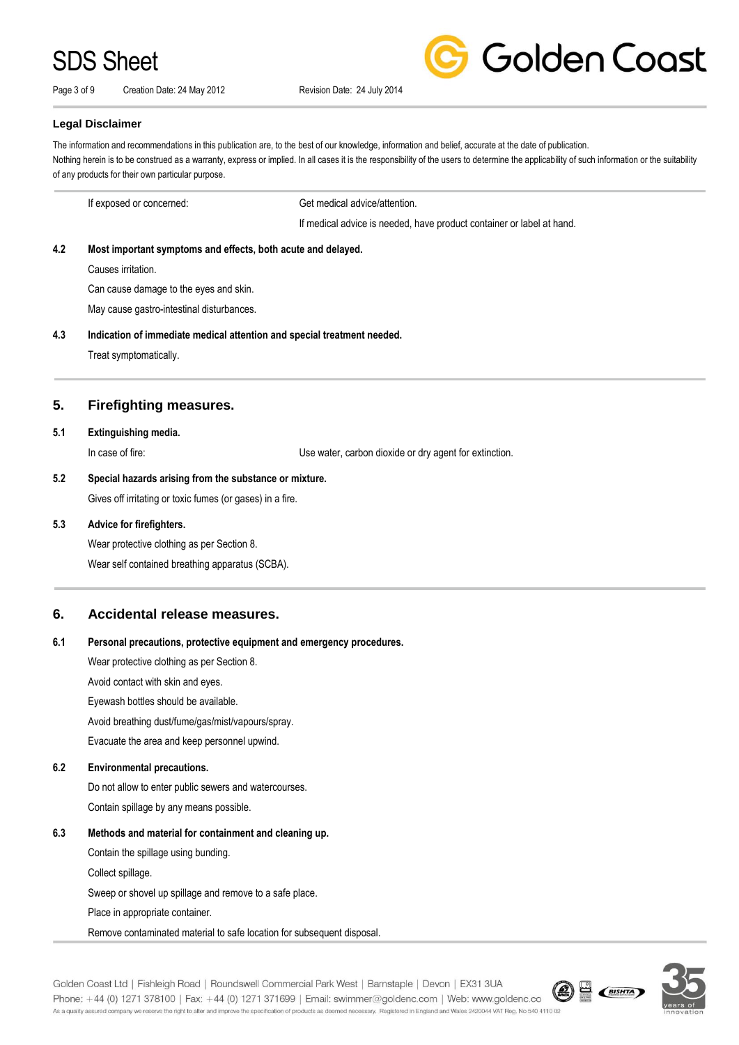**Legal Disclaimer**

The information and recommendations in this publication are, to the best of our knowledge, information and belief, accurate at the date of publication.
Nothing herein is to be construed as a warranty, express or implied. In all cases it is the responsibility of the users to determine the applicability of such information or the suitability of any products for their own particular purpose.

| | |
|---|---|
| If exposed or concerned: | Get medical advice/attention. |
| | If medical advice is needed, have product container or label at hand. |

**4.2 Most important symptoms and effects, both acute and delayed.**

Causes irritation.

Can cause damage to the eyes and skin.

May cause gastro-intestinal disturbances.

**4.3 Indication of immediate medical attention and special treatment needed.**

Treat symptomatically.

## 5. Firefighting measures.

**5.1 Extinguishing media.**

| | |
|---|---|
| In case of fire: | Use water, carbon dioxide or dry agent for extinction. |

**5.2 Special hazards arising from the substance or mixture.**

Gives off irritating or toxic fumes (or gases) in a fire.

**5.3 Advice for firefighters.**

Wear protective clothing as per Section 8.

Wear self contained breathing apparatus (SCBA).

## 6. Accidental release measures.

**6.1 Personal precautions, protective equipment and emergency procedures.**

Wear protective clothing as per Section 8.

Avoid contact with skin and eyes.

Eyewash bottles should be available.

Avoid breathing dust/fume/gas/mist/vapours/spray.

Evacuate the area and keep personnel upwind.

**6.2 Environmental precautions.**

Do not allow to enter public sewers and watercourses.

Contain spillage by any means possible.

**6.3 Methods and material for containment and cleaning up.**

Contain the spillage using bunding.

Collect spillage.

Sweep or shovel up spillage and remove to a safe place.

Place in appropriate container.

Remove contaminated material to safe location for subsequent disposal.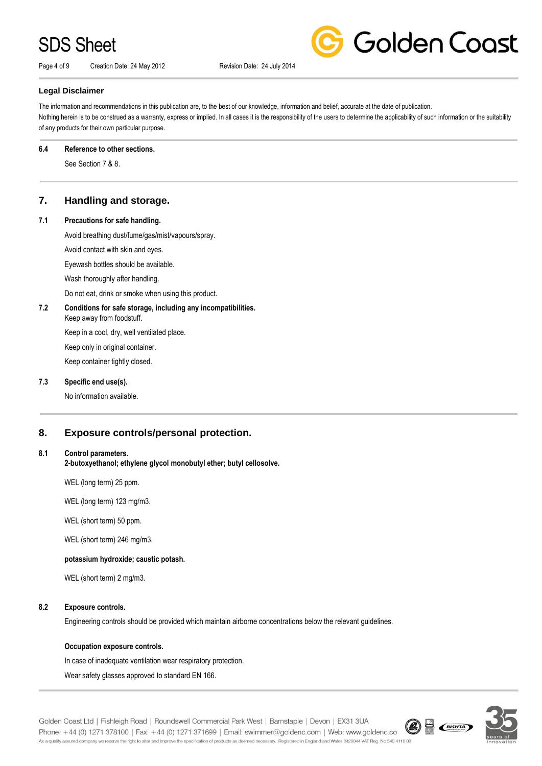### Legal Disclaimer

The information and recommendations in this publication are, to the best of our knowledge, information and belief, accurate at the date of publication.
Nothing herein is to be construed as a warranty, express or implied. In all cases it is the responsibility of the users to determine the applicability of such information or the suitability of any products for their own particular purpose.

**6.4 Reference to other sections.**

See Section 7 & 8.

## 7. Handling and storage.

**7.1 Precautions for safe handling.**

Avoid breathing dust/fume/gas/mist/vapours/spray.

Avoid contact with skin and eyes.

Eyewash bottles should be available.

Wash thoroughly after handling.

Do not eat, drink or smoke when using this product.

**7.2 Conditions for safe storage, including any incompatibilities.**

Keep away from foodstuff.

Keep in a cool, dry, well ventilated place.

Keep only in original container.

Keep container tightly closed.

**7.3 Specific end use(s).**

No information available.

## 8. Exposure controls/personal protection.

**8.1 Control parameters.**

**2-butoxyethanol; ethylene glycol monobutyl ether; butyl cellosolve.**

WEL (long term) 25 ppm.

WEL (long term) 123 mg/m3.

WEL (short term) 50 ppm.

WEL (short term) 246 mg/m3.

**potassium hydroxide; caustic potash.**

WEL (short term) 2 mg/m3.

**8.2 Exposure controls.**

Engineering controls should be provided which maintain airborne concentrations below the relevant guidelines.

**Occupation exposure controls.**

In case of inadequate ventilation wear respiratory protection.

Wear safety glasses approved to standard EN 166.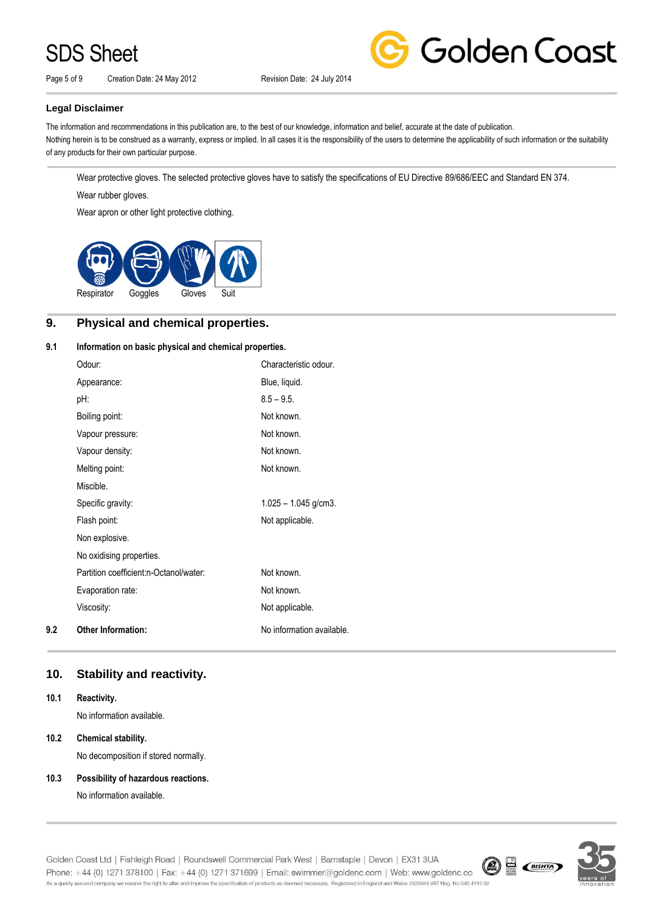**Legal Disclaimer**

The information and recommendations in this publication are, to the best of our knowledge, information and belief, accurate at the date of publication.
Nothing herein is to be construed as a warranty, express or implied. In all cases it is the responsibility of the users to determine the applicability of such information or the suitability of any products for their own particular purpose.

Wear protective gloves. The selected protective gloves have to satisfy the specifications of EU Directive 89/686/EEC and Standard EN 374.

Wear rubber gloves.

Wear apron or other light protective clothing.

Respirator Goggles Gloves Suit

## 9. Physical and chemical properties.

### 9.1 Information on basic physical and chemical properties.

| | |
|---|---|
| Odour: | Characteristic odour. |
| Appearance: | Blue, liquid. |
| pH: | 8.5 – 9.5. |
| Boiling point: | Not known. |
| Vapour pressure: | Not known. |
| Vapour density: | Not known. |
| Melting point: | Not known. |
| Miscible. | |
| Specific gravity: | 1.025 – 1.045 g/cm3. |
| Flash point: | Not applicable. |
| Non explosive. | |
| No oxidising properties. | |
| Partition coefficient:n-Octanol/water: | Not known. |
| Evaporation rate: | Not known. |
| Viscosity: | Not applicable. |

### 9.2 Other Information:

No information available.

## 10. Stability and reactivity.

### 10.1 Reactivity.

No information available.

### 10.2 Chemical stability.

No decomposition if stored normally.

### 10.3 Possibility of hazardous reactions.

No information available.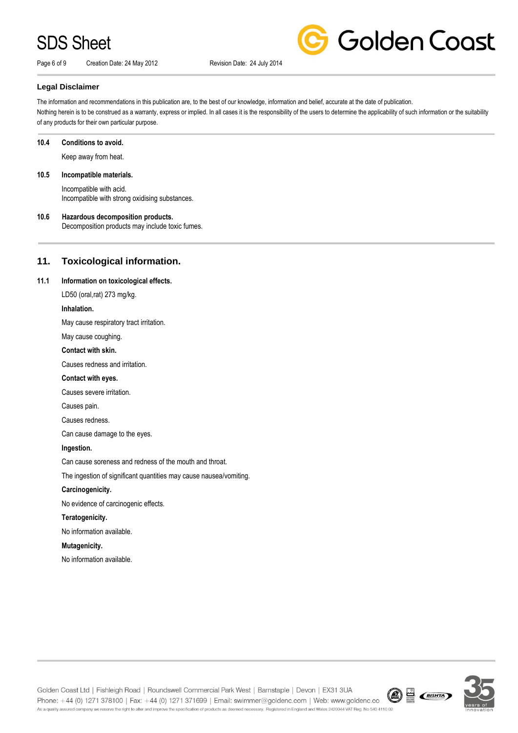### Legal Disclaimer

The information and recommendations in this publication are, to the best of our knowledge, information and belief, accurate at the date of publication.
Nothing herein is to be construed as a warranty, express or implied. In all cases it is the responsibility of the users to determine the applicability of such information or the suitability of any products for their own particular purpose.

**10.4 Conditions to avoid.**

Keep away from heat.

**10.5 Incompatible materials.**

Incompatible with acid.
Incompatible with strong oxidising substances.

**10.6 Hazardous decomposition products.**

Decomposition products may include toxic fumes.

## 11. Toxicological information.

**11.1 Information on toxicological effects.**

LD50 (oral,rat) 273 mg/kg.

**Inhalation.**

May cause respiratory tract irritation.

May cause coughing.

**Contact with skin.**

Causes redness and irritation.

**Contact with eyes.**

Causes severe irritation.

Causes pain.

Causes redness.

Can cause damage to the eyes.

**Ingestion.**

Can cause soreness and redness of the mouth and throat.

The ingestion of significant quantities may cause nausea/vomiting.

**Carcinogenicity.**

No evidence of carcinogenic effects.

**Teratogenicity.**

No information available.

**Mutagenicity.**

No information available.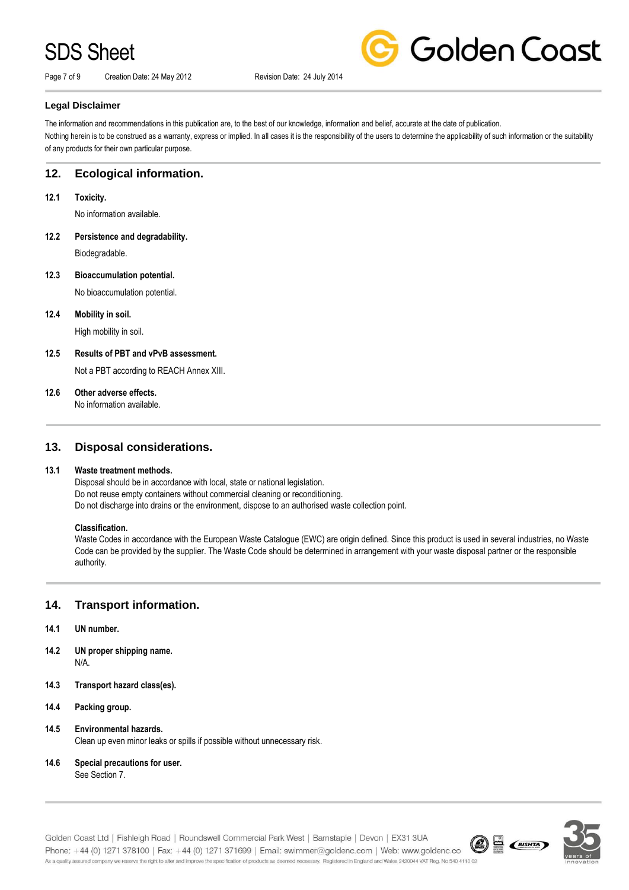### Legal Disclaimer

The information and recommendations in this publication are, to the best of our knowledge, information and belief, accurate at the date of publication.
Nothing herein is to be construed as a warranty, express or implied. In all cases it is the responsibility of the users to determine the applicability of such information or the suitability of any products for their own particular purpose.

## 12. Ecological information.

**12.1 Toxicity.**

No information available.

**12.2 Persistence and degradability.**

Biodegradable.

**12.3 Bioaccumulation potential.**

No bioaccumulation potential.

**12.4 Mobility in soil.**

High mobility in soil.

**12.5 Results of PBT and vPvB assessment.**

Not a PBT according to REACH Annex XIII.

**12.6 Other adverse effects.**

No information available.

## 13. Disposal considerations.

**13.1 Waste treatment methods.**

Disposal should be in accordance with local, state or national legislation.
Do not reuse empty containers without commercial cleaning or reconditioning.
Do not discharge into drains or the environment, dispose to an authorised waste collection point.

**Classification.**

Waste Codes in accordance with the European Waste Catalogue (EWC) are origin defined. Since this product is used in several industries, no Waste Code can be provided by the supplier. The Waste Code should be determined in arrangement with your waste disposal partner or the responsible authority.

## 14. Transport information.

**14.1 UN number.**

**14.2 UN proper shipping name.**

N/A.

**14.3 Transport hazard class(es).**

**14.4 Packing group.**

**14.5 Environmental hazards.**

Clean up even minor leaks or spills if possible without unnecessary risk.

**14.6 Special precautions for user.**

See Section 7.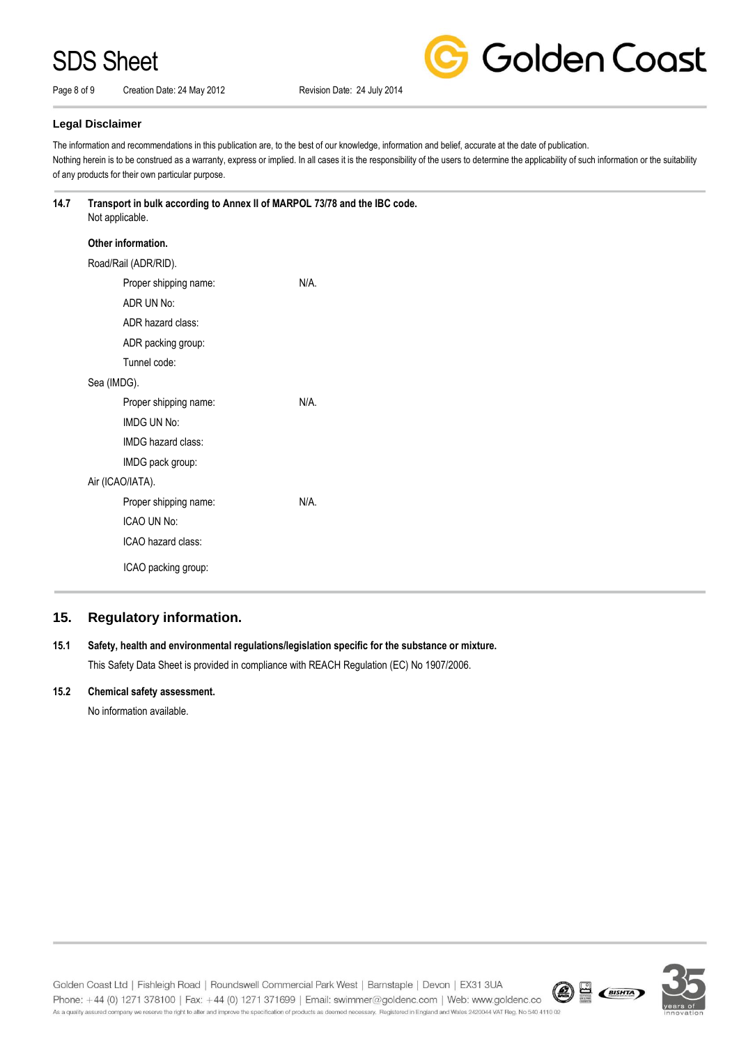**Legal Disclaimer**

The information and recommendations in this publication are, to the best of our knowledge, information and belief, accurate at the date of publication.
Nothing herein is to be construed as a warranty, express or implied. In all cases it is the responsibility of the users to determine the applicability of such information or the suitability of any products for their own particular purpose.

**14.7 Transport in bulk according to Annex II of MARPOL 73/78 and the IBC code.**

Not applicable.

**Other information.**

Road/Rail (ADR/RID).

| | |
|---|---|
| Proper shipping name: | N/A. |
| ADR UN No: | |
| ADR hazard class: | |
| ADR packing group: | |
| Tunnel code: | |

Sea (IMDG).

| | |
|---|---|
| Proper shipping name: | N/A. |
| IMDG UN No: | |
| IMDG hazard class: | |
| IMDG pack group: | |

Air (ICAO/IATA).

| | |
|---|---|
| Proper shipping name: | N/A. |
| ICAO UN No: | |
| ICAO hazard class: | |
| ICAO packing group: | |

## 15. Regulatory information.

**15.1 Safety, health and environmental regulations/legislation specific for the substance or mixture.**

This Safety Data Sheet is provided in compliance with REACH Regulation (EC) No 1907/2006.

**15.2 Chemical safety assessment.**

No information available.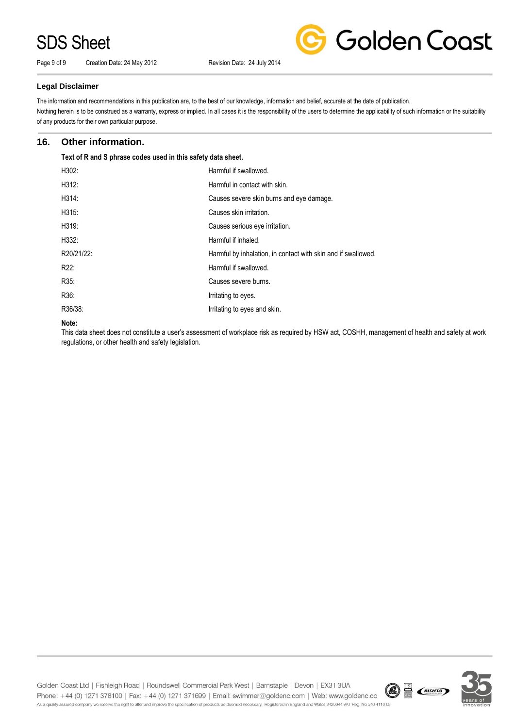### Legal Disclaimer

The information and recommendations in this publication are, to the best of our knowledge, information and belief, accurate at the date of publication.
Nothing herein is to be construed as a warranty, express or implied. In all cases it is the responsibility of the users to determine the applicability of such information or the suitability of any products for their own particular purpose.

## 16. Other information.

**Text of R and S phrase codes used in this safety data sheet.**

| | |
|---|---|
| H302: | Harmful if swallowed. |
| H312: | Harmful in contact with skin. |
| H314: | Causes severe skin burns and eye damage. |
| H315: | Causes skin irritation. |
| H319: | Causes serious eye irritation. |
| H332: | Harmful if inhaled. |
| R20/21/22: | Harmful by inhalation, in contact with skin and if swallowed. |
| R22: | Harmful if swallowed. |
| R35: | Causes severe burns. |
| R36: | Irritating to eyes. |
| R36/38: | Irritating to eyes and skin. |

**Note:**
This data sheet does not constitute a user's assessment of workplace risk as required by HSW act, COSHH, management of health and safety at work regulations, or other health and safety legislation.